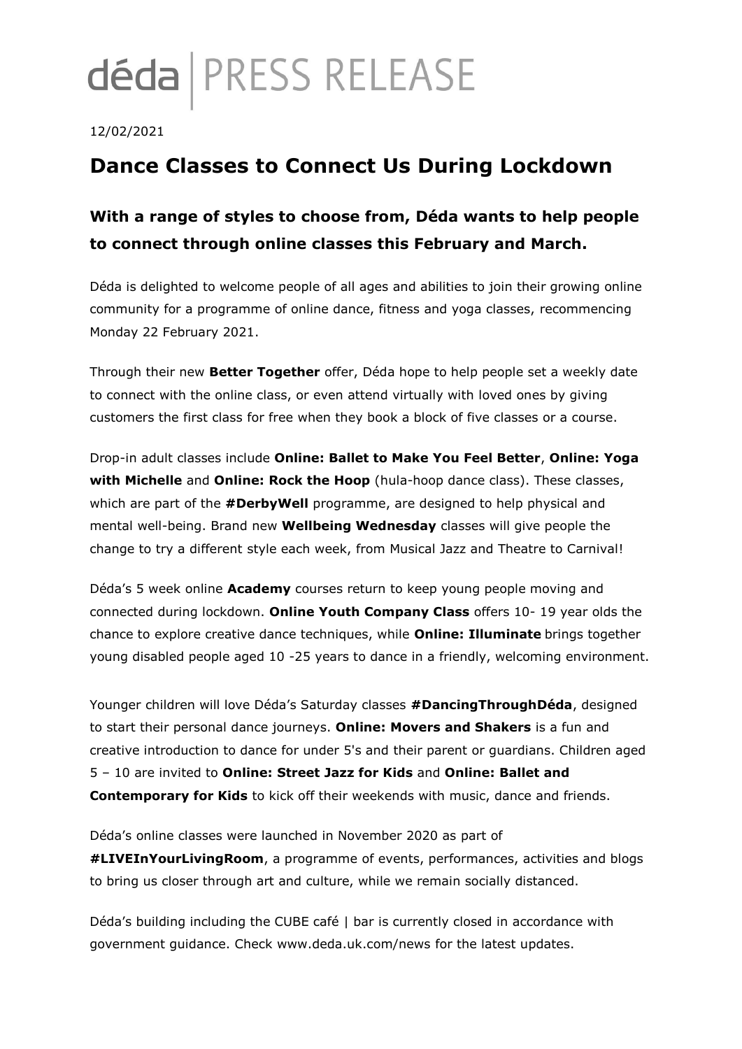# déda | PRESS RELEASE

12/02/2021

# Dance Classes to Connect Us During Lockdown

## With a range of styles to choose from, Déda wants to help people to connect through online classes this February and March.

Déda is delighted to welcome people of all ages and abilities to join their growing online community for a programme of online dance, fitness and yoga classes, recommencing Monday 22 February 2021.

Through their new **Better Together** offer, Déda hope to help people set a weekly date to connect with the online class, or even attend virtually with loved ones by giving customers the first class for free when they book a block of five classes or a course.

Drop-in adult classes include **Online: Ballet to Make You Feel Better**, **Online: Yoga with Michelle** and **Online: Rock the Hoop** (hula-hoop dance class). These classes, which are part of the **#DerbyWell** programme, are designed to help physical and mental well-being. Brand new **Wellbeing Wednesday** classes will give people the change to try a different style each week, from Musical Jazz and Theatre to Carnival!

Déda's 5 week online **Academy** courses return to keep young people moving and connected during lockdown. **Online Youth Company Class** offers 10- 19 year olds the chance to explore creative dance techniques, while **Online: Illuminate** brings together young disabled people aged 10 -25 years to dance in a friendly, welcoming environment.

Younger children will love Déda's Saturday classes **#DancingThroughDéda**, designed to start their personal dance journeys. **Online: Movers and Shakers** is a fun and creative introduction to dance for under 5's and their parent or guardians. Children aged 5 – 10 are invited to **Online: Street Jazz for Kids** and **Online: Ballet and Contemporary for Kids** to kick off their weekends with music, dance and friends.

Déda's online classes were launched in November 2020 as part of **#LIVEInYourLivingRoom**, a programme of events, performances, activities and blogs to bring us closer through art and culture, while we remain socially distanced.

Déda's building including the CUBE café | bar is currently closed in accordance with government guidance. Check www.deda.uk.com/news for the latest updates.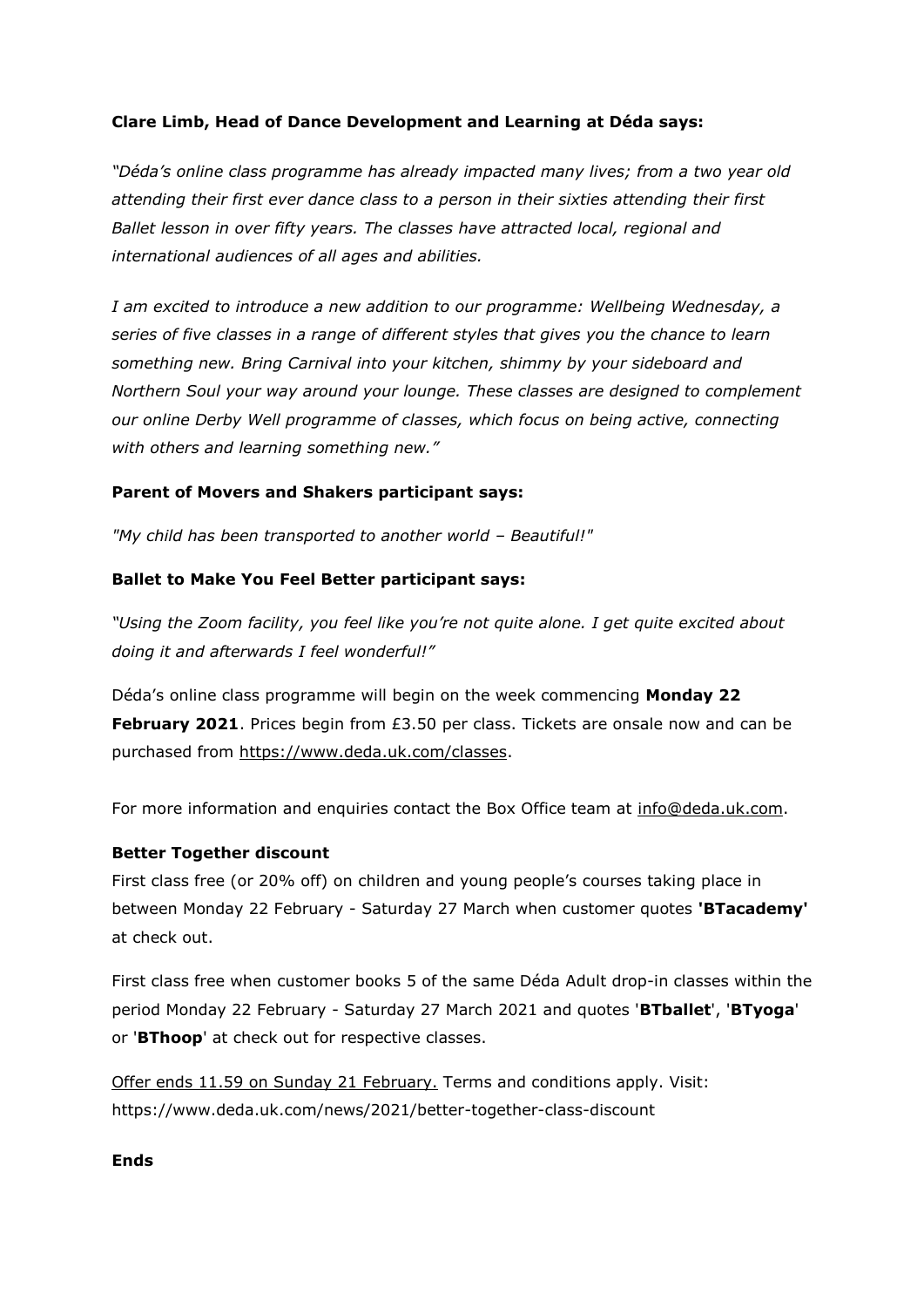**Clare Limb, Head of Dance Development and Learning at Déda says:**

*"Déda's online class programme has already impacted many lives; from a two year old attending their first ever dance class to a person in their sixties attending their first Ballet lesson in over fifty years. The classes have attracted local, regional and international audiences of all ages and abilities.*

*I am excited to introduce a new addition to our programme: Wellbeing Wednesday, a series of five classes in a range of different styles that gives you the chance to learn something new. Bring Carnival into your kitchen, shimmy by your sideboard and Northern Soul your way around your lounge. These classes are designed to complement our online Derby Well programme of classes, which focus on being active, connecting with others and learning something new."*

**Parent of Movers and Shakers participant says:**

*"My child has been transported to another world – Beautiful!"*

**Ballet to Make You Feel Better participant says:**

*"Using the Zoom facility, you feel like you're not quite alone. I get quite excited about doing it and afterwards I feel wonderful!"*

Déda's online class programme will begin on the week commencing **Monday 22 February 2021**. Prices begin from £3.50 per class. Tickets are onsale now and can be purchased from https://www.deda.uk.com/classes.

For more information and enquiries contact the Box Office team at info@deda.uk.com.

**Better Together discount**

First class free (or 20% off) on children and young people's courses taking place in between Monday 22 February - Saturday 27 March when customer quotes **'BTacademy'** at check out.

First class free when customer books 5 of the same Déda Adult drop-in classes within the period Monday 22 February - Saturday 27 March 2021 and quotes '**BTballet**', '**BTyoga**' or '**BThoop**' at check out for respective classes.

Offer ends 11.59 on Sunday 21 February. Terms and conditions apply. Visit: https://www.deda.uk.com/news/2021/better-together-class-discount

**Ends**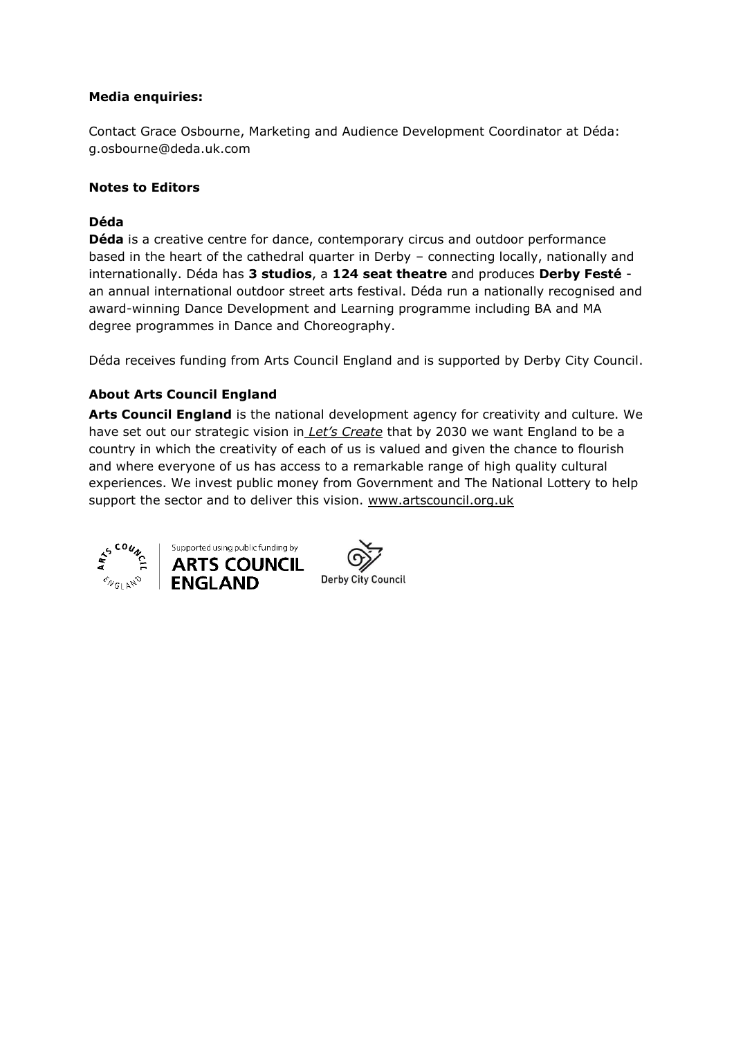**Media enquiries:**

Contact Grace Osbourne, Marketing and Audience Development Coordinator at Déda: g.osbourne@deda.uk.com

**Notes to Editors**

**Déda**

**Déda** is a creative centre for dance, contemporary circus and outdoor performance based in the heart of the cathedral quarter in Derby – connecting locally, nationally and internationally. Déda has **3 studios**, a **124 seat theatre** and produces **Derby Festé** - an annual international outdoor street arts festival. Déda run a nationally recognised and award-winning Dance Development and Learning programme including BA and MA degree programmes in Dance and Choreography.

Déda receives funding from Arts Council England and is supported by Derby City Council.

**About Arts Council England**

**Arts Council England** is the national development agency for creativity and culture. We have set out our strategic vision in *Let's Create* that by 2030 we want England to be a country in which the creativity of each of us is valued and given the chance to flourish and where everyone of us has access to a remarkable range of high quality cultural experiences. We invest public money from Government and The National Lottery to help support the sector and to deliver this vision. www.artscouncil.org.uk

Supported using public funding by ARTS COUNCIL ENGLAND

Derby City Council